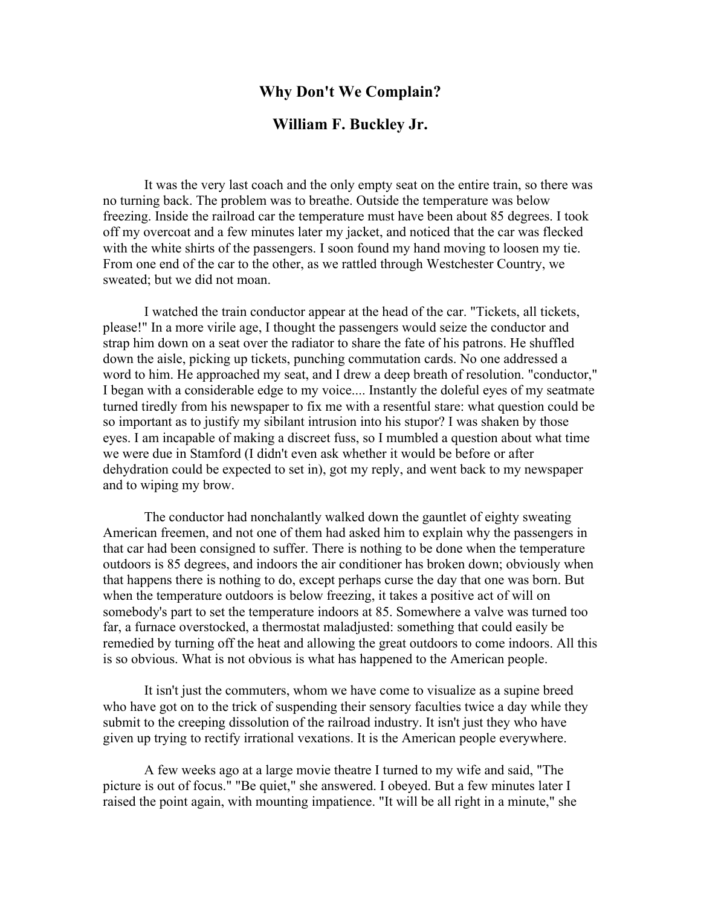# Why Don't We Complain?

## William F. Buckley Jr.

It was the very last coach and the only empty seat on the entire train, so there was no turning back. The problem was to breathe. Outside the temperature was below freezing. Inside the railroad car the temperature must have been about 85 degrees. I took off my overcoat and a few minutes later my jacket, and noticed that the car was flecked with the white shirts of the passengers. I soon found my hand moving to loosen my tie. From one end of the car to the other, as we rattled through Westchester Country, we sweated; but we did not moan.

I watched the train conductor appear at the head of the car. "Tickets, all tickets, please!" In a more virile age, I thought the passengers would seize the conductor and strap him down on a seat over the radiator to share the fate of his patrons. He shuffled down the aisle, picking up tickets, punching commutation cards. No one addressed a word to him. He approached my seat, and I drew a deep breath of resolution. "conductor," I began with a considerable edge to my voice.... Instantly the doleful eyes of my seatmate turned tiredly from his newspaper to fix me with a resentful stare: what question could be so important as to justify my sibilant intrusion into his stupor? I was shaken by those eyes. I am incapable of making a discreet fuss, so I mumbled a question about what time we were due in Stamford (I didn't even ask whether it would be before or after dehydration could be expected to set in), got my reply, and went back to my newspaper and to wiping my brow.

The conductor had nonchalantly walked down the gauntlet of eighty sweating American freemen, and not one of them had asked him to explain why the passengers in that car had been consigned to suffer. There is nothing to be done when the temperature outdoors is 85 degrees, and indoors the air conditioner has broken down; obviously when that happens there is nothing to do, except perhaps curse the day that one was born. But when the temperature outdoors is below freezing, it takes a positive act of will on somebody's part to set the temperature indoors at 85. Somewhere a valve was turned too far, a furnace overstocked, a thermostat maladjusted: something that could easily be remedied by turning off the heat and allowing the great outdoors to come indoors. All this is so obvious. What is not obvious is what has happened to the American people.

It isn't just the commuters, whom we have come to visualize as a supine breed who have got on to the trick of suspending their sensory faculties twice a day while they submit to the creeping dissolution of the railroad industry. It isn't just they who have given up trying to rectify irrational vexations. It is the American people everywhere.

A few weeks ago at a large movie theatre I turned to my wife and said, "The picture is out of focus." "Be quiet," she answered. I obeyed. But a few minutes later I raised the point again, with mounting impatience. "It will be all right in a minute," she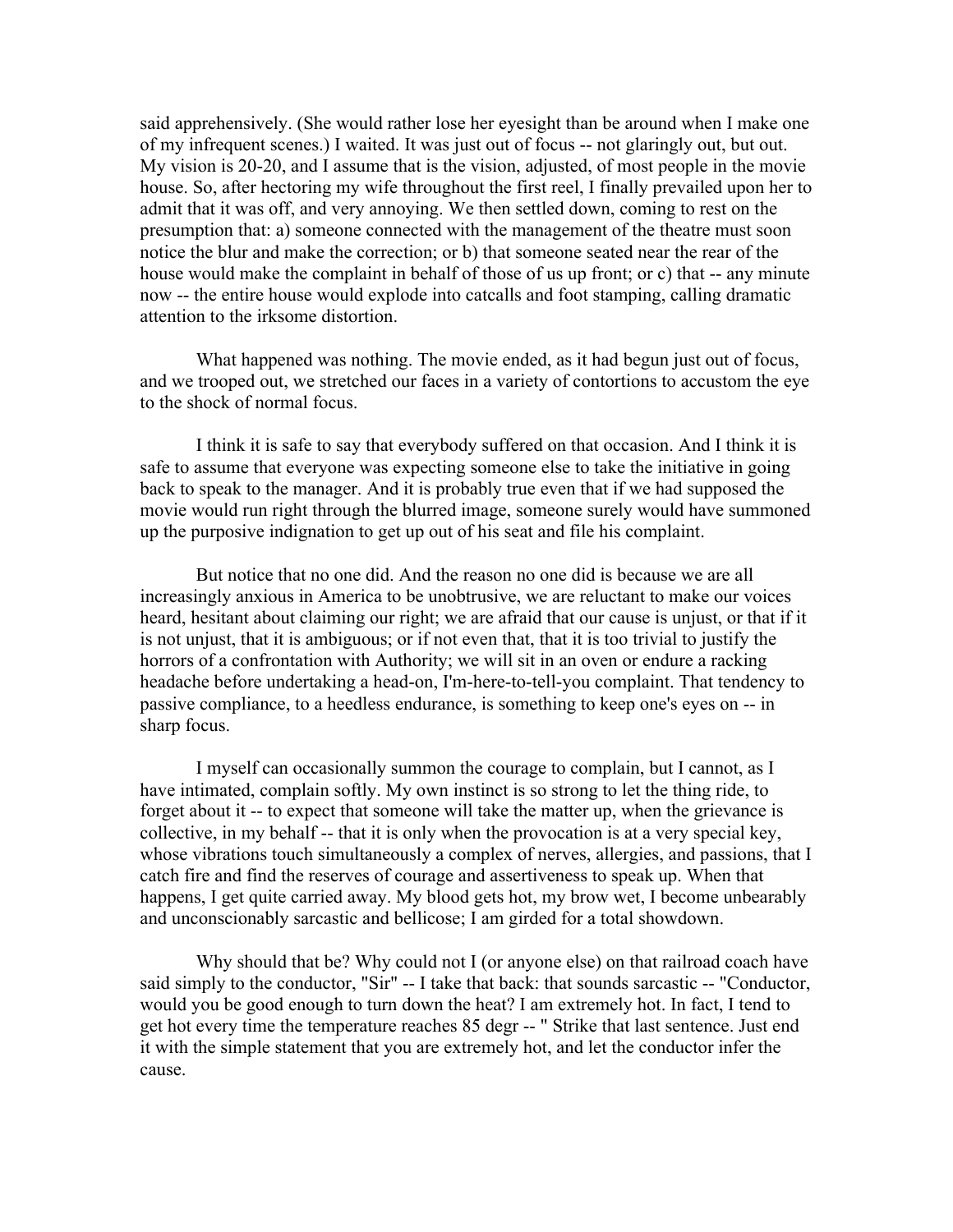said apprehensively. (She would rather lose her eyesight than be around when I make one of my infrequent scenes.) I waited. It was just out of focus -- not glaringly out, but out. My vision is 20-20, and I assume that is the vision, adjusted, of most people in the movie house. So, after hectoring my wife throughout the first reel, I finally prevailed upon her to admit that it was off, and very annoying. We then settled down, coming to rest on the presumption that: a) someone connected with the management of the theatre must soon notice the blur and make the correction; or b) that someone seated near the rear of the house would make the complaint in behalf of those of us up front; or c) that -- any minute now -- the entire house would explode into catcalls and foot stamping, calling dramatic attention to the irksome distortion.

What happened was nothing. The movie ended, as it had begun just out of focus, and we trooped out, we stretched our faces in a variety of contortions to accustom the eye to the shock of normal focus.

I think it is safe to say that everybody suffered on that occasion. And I think it is safe to assume that everyone was expecting someone else to take the initiative in going back to speak to the manager. And it is probably true even that if we had supposed the movie would run right through the blurred image, someone surely would have summoned up the purposive indignation to get up out of his seat and file his complaint.

But notice that no one did. And the reason no one did is because we are all increasingly anxious in America to be unobtrusive, we are reluctant to make our voices heard, hesitant about claiming our right; we are afraid that our cause is unjust, or that if it is not unjust, that it is ambiguous; or if not even that, that it is too trivial to justify the horrors of a confrontation with Authority; we will sit in an oven or endure a racking headache before undertaking a head-on, I'm-here-to-tell-you complaint. That tendency to passive compliance, to a heedless endurance, is something to keep one's eyes on -- in sharp focus.

I myself can occasionally summon the courage to complain, but I cannot, as I have intimated, complain softly. My own instinct is so strong to let the thing ride, to forget about it -- to expect that someone will take the matter up, when the grievance is collective, in my behalf -- that it is only when the provocation is at a very special key, whose vibrations touch simultaneously a complex of nerves, allergies, and passions, that I catch fire and find the reserves of courage and assertiveness to speak up. When that happens, I get quite carried away. My blood gets hot, my brow wet, I become unbearably and unconscionably sarcastic and bellicose; I am girded for a total showdown.

Why should that be? Why could not I (or anyone else) on that railroad coach have said simply to the conductor, "Sir" -- I take that back: that sounds sarcastic -- "Conductor, would you be good enough to turn down the heat? I am extremely hot. In fact, I tend to get hot every time the temperature reaches 85 degr -- " Strike that last sentence. Just end it with the simple statement that you are extremely hot, and let the conductor infer the cause.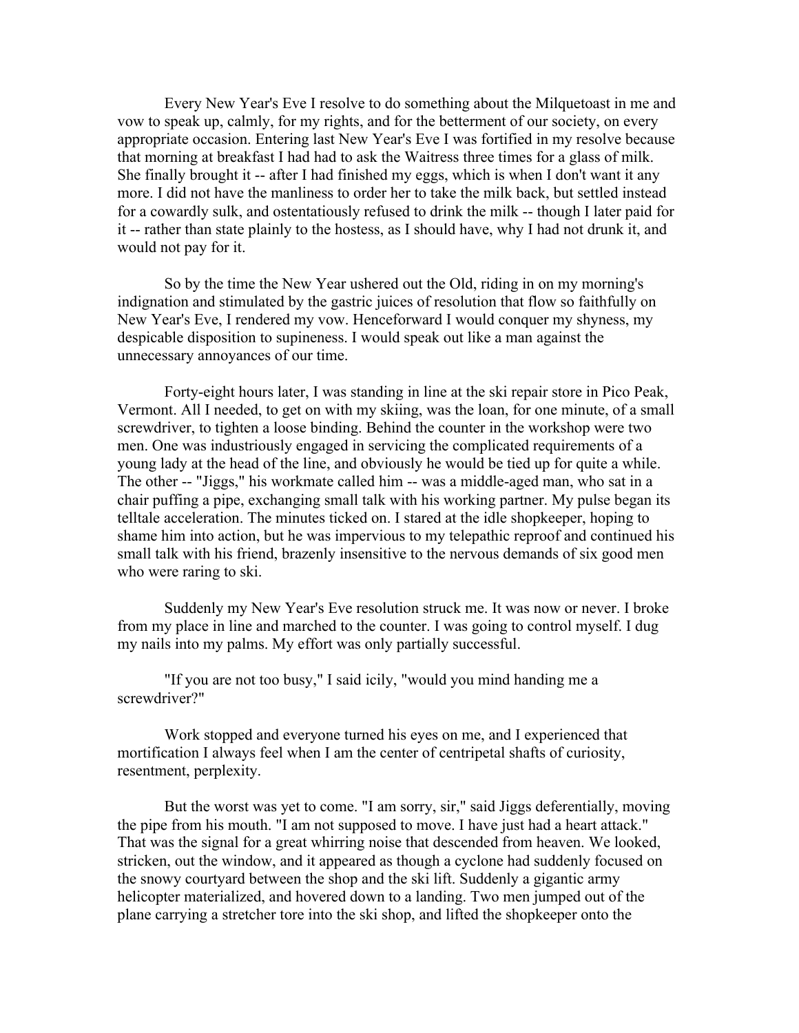Every New Year's Eve I resolve to do something about the Milquetoast in me and vow to speak up, calmly, for my rights, and for the betterment of our society, on every appropriate occasion. Entering last New Year's Eve I was fortified in my resolve because that morning at breakfast I had had to ask the Waitress three times for a glass of milk. She finally brought it -- after I had finished my eggs, which is when I don't want it any more. I did not have the manliness to order her to take the milk back, but settled instead for a cowardly sulk, and ostentatiously refused to drink the milk -- though I later paid for it -- rather than state plainly to the hostess, as I should have, why I had not drunk it, and would not pay for it.

So by the time the New Year ushered out the Old, riding in on my morning's indignation and stimulated by the gastric juices of resolution that flow so faithfully on New Year's Eve, I rendered my vow. Henceforward I would conquer my shyness, my despicable disposition to supineness. I would speak out like a man against the unnecessary annoyances of our time.

Forty-eight hours later, I was standing in line at the ski repair store in Pico Peak, Vermont. All I needed, to get on with my skiing, was the loan, for one minute, of a small screwdriver, to tighten a loose binding. Behind the counter in the workshop were two men. One was industriously engaged in servicing the complicated requirements of a young lady at the head of the line, and obviously he would be tied up for quite a while. The other -- "Jiggs," his workmate called him -- was a middle-aged man, who sat in a chair puffing a pipe, exchanging small talk with his working partner. My pulse began its telltale acceleration. The minutes ticked on. I stared at the idle shopkeeper, hoping to shame him into action, but he was impervious to my telepathic reproof and continued his small talk with his friend, brazenly insensitive to the nervous demands of six good men who were raring to ski.

Suddenly my New Year's Eve resolution struck me. It was now or never. I broke from my place in line and marched to the counter. I was going to control myself. I dug my nails into my palms. My effort was only partially successful.

"If you are not too busy," I said icily, "would you mind handing me a screwdriver?"

Work stopped and everyone turned his eyes on me, and I experienced that mortification I always feel when I am the center of centripetal shafts of curiosity, resentment, perplexity.

But the worst was yet to come. "I am sorry, sir," said Jiggs deferentially, moving the pipe from his mouth. "I am not supposed to move. I have just had a heart attack." That was the signal for a great whirring noise that descended from heaven. We looked, stricken, out the window, and it appeared as though a cyclone had suddenly focused on the snowy courtyard between the shop and the ski lift. Suddenly a gigantic army helicopter materialized, and hovered down to a landing. Two men jumped out of the plane carrying a stretcher tore into the ski shop, and lifted the shopkeeper onto the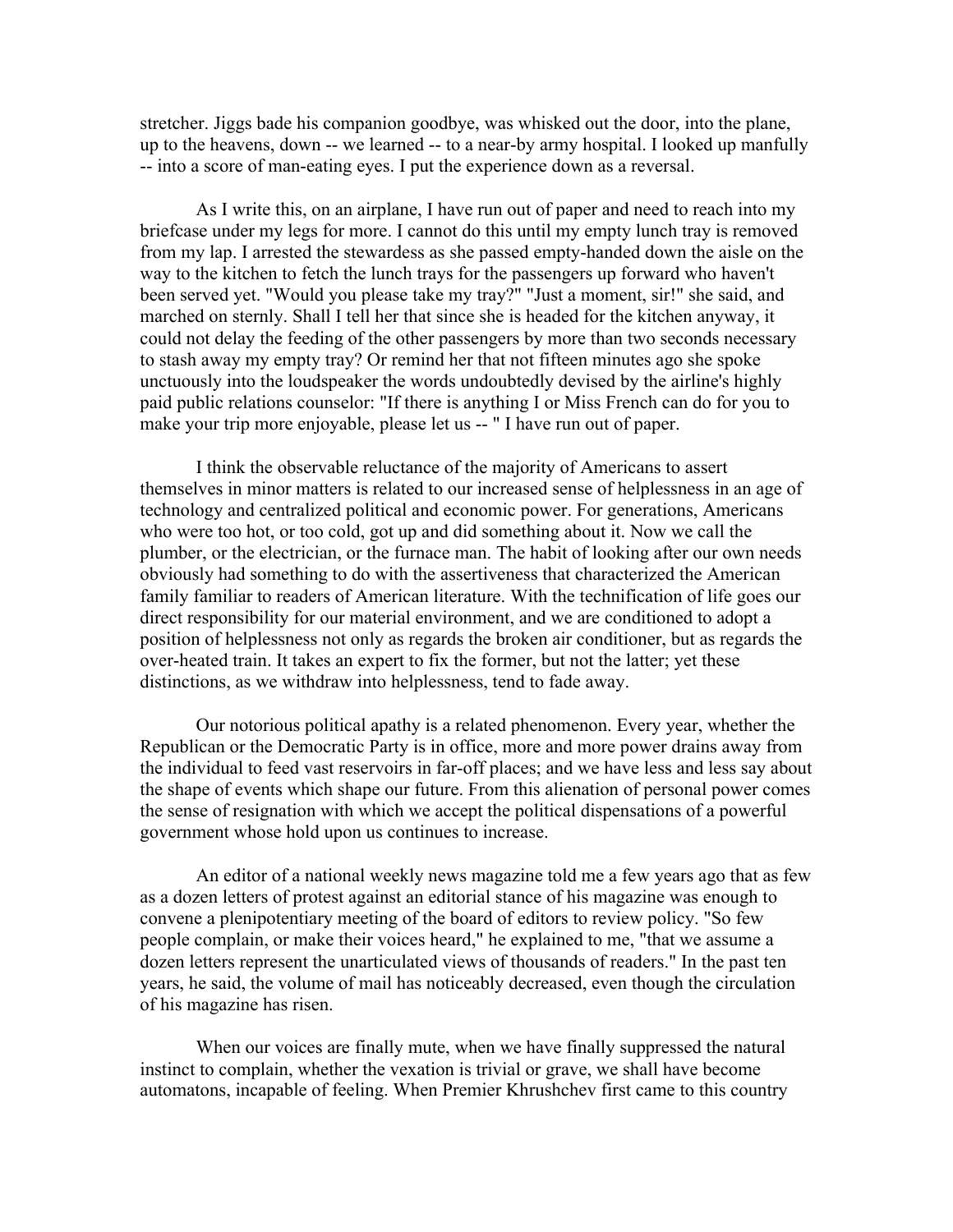stretcher. Jiggs bade his companion goodbye, was whisked out the door, into the plane, up to the heavens, down -- we learned -- to a near-by army hospital. I looked up manfully -- into a score of man-eating eyes. I put the experience down as a reversal.

As I write this, on an airplane, I have run out of paper and need to reach into my briefcase under my legs for more. I cannot do this until my empty lunch tray is removed from my lap. I arrested the stewardess as she passed empty-handed down the aisle on the way to the kitchen to fetch the lunch trays for the passengers up forward who haven't been served yet. "Would you please take my tray?" "Just a moment, sir!" she said, and marched on sternly. Shall I tell her that since she is headed for the kitchen anyway, it could not delay the feeding of the other passengers by more than two seconds necessary to stash away my empty tray? Or remind her that not fifteen minutes ago she spoke unctuously into the loudspeaker the words undoubtedly devised by the airline's highly paid public relations counselor: "If there is anything I or Miss French can do for you to make your trip more enjoyable, please let us -- " I have run out of paper.

I think the observable reluctance of the majority of Americans to assert themselves in minor matters is related to our increased sense of helplessness in an age of technology and centralized political and economic power. For generations, Americans who were too hot, or too cold, got up and did something about it. Now we call the plumber, or the electrician, or the furnace man. The habit of looking after our own needs obviously had something to do with the assertiveness that characterized the American family familiar to readers of American literature. With the technification of life goes our direct responsibility for our material environment, and we are conditioned to adopt a position of helplessness not only as regards the broken air conditioner, but as regards the over-heated train. It takes an expert to fix the former, but not the latter; yet these distinctions, as we withdraw into helplessness, tend to fade away.

Our notorious political apathy is a related phenomenon. Every year, whether the Republican or the Democratic Party is in office, more and more power drains away from the individual to feed vast reservoirs in far-off places; and we have less and less say about the shape of events which shape our future. From this alienation of personal power comes the sense of resignation with which we accept the political dispensations of a powerful government whose hold upon us continues to increase.

An editor of a national weekly news magazine told me a few years ago that as few as a dozen letters of protest against an editorial stance of his magazine was enough to convene a plenipotentiary meeting of the board of editors to review policy. "So few people complain, or make their voices heard," he explained to me, "that we assume a dozen letters represent the unarticulated views of thousands of readers." In the past ten years, he said, the volume of mail has noticeably decreased, even though the circulation of his magazine has risen.

When our voices are finally mute, when we have finally suppressed the natural instinct to complain, whether the vexation is trivial or grave, we shall have become automatons, incapable of feeling. When Premier Khrushchev first came to this country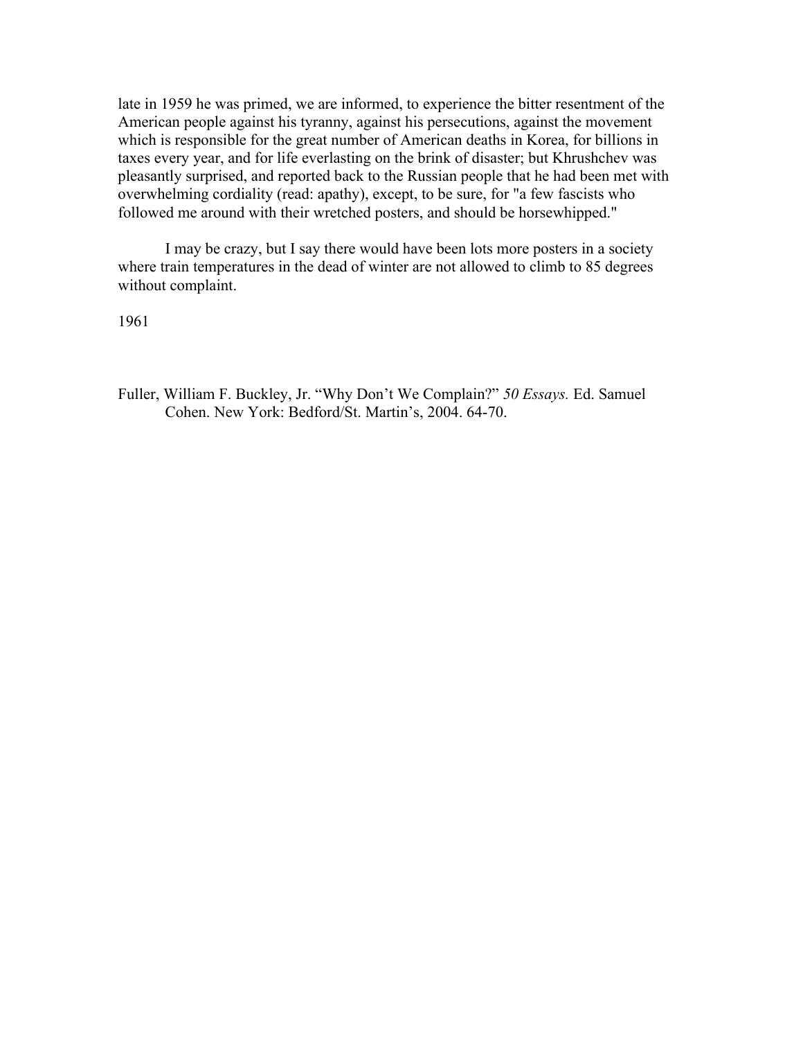late in 1959 he was primed, we are informed, to experience the bitter resentment of the American people against his tyranny, against his persecutions, against the movement which is responsible for the great number of American deaths in Korea, for billions in taxes every year, and for life everlasting on the brink of disaster; but Khrushchev was pleasantly surprised, and reported back to the Russian people that he had been met with overwhelming cordiality (read: apathy), except, to be sure, for "a few fascists who followed me around with their wretched posters, and should be horsewhipped."

I may be crazy, but I say there would have been lots more posters in a society where train temperatures in the dead of winter are not allowed to climb to 85 degrees without complaint.

1961

Fuller, William F. Buckley, Jr. "Why Don't We Complain?" *50 Essays.* Ed. Samuel Cohen. New York: Bedford/St. Martin's, 2004. 64-70.